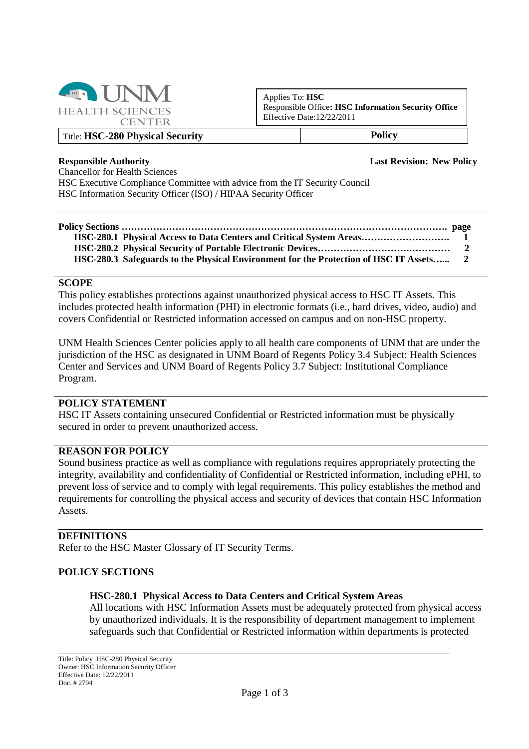UNM HEALTH SCIENCES CENTER

| Applies To: **HSC** |
| --- |
| Responsible Office**: HSC Information Security Office** |
| Effective Date:12/22/2011 |

| Title: **HSC-280 Physical Security** | **Policy** |
| --- | --- |

**Responsible Authority** **Last Revision: New Policy**

Chancellor for Health Sciences
HSC Executive Compliance Committee with advice from the IT Security Council
HSC Information Security Officer (ISO) / HIPAA Security Officer

| **Policy Sections** | **page** |
| --- | --- |
| **HSC-280.1 Physical Access to Data Centers and Critical System Areas** | **1** |
| **HSC-280.2 Physical Security of Portable Electronic Devices** | **2** |
| **HSC-280.3 Safeguards to the Physical Environment for the Protection of HSC IT Assets** | **2** |

## SCOPE

This policy establishes protections against unauthorized physical access to HSC IT Assets. This includes protected health information (PHI) in electronic formats (i.e., hard drives, video, audio) and covers Confidential or Restricted information accessed on campus and on non-HSC property.

UNM Health Sciences Center policies apply to all health care components of UNM that are under the jurisdiction of the HSC as designated in UNM Board of Regents Policy 3.4 Subject: Health Sciences Center and Services and UNM Board of Regents Policy 3.7 Subject: Institutional Compliance Program.

## POLICY STATEMENT

HSC IT Assets containing unsecured Confidential or Restricted information must be physically secured in order to prevent unauthorized access.

## REASON FOR POLICY

Sound business practice as well as compliance with regulations requires appropriately protecting the integrity, availability and confidentiality of Confidential or Restricted information, including ePHI, to prevent loss of service and to comply with legal requirements. This policy establishes the method and requirements for controlling the physical access and security of devices that contain HSC Information Assets.

## DEFINITIONS

Refer to the HSC Master Glossary of IT Security Terms.

## POLICY SECTIONS

### HSC-280.1 Physical Access to Data Centers and Critical System Areas

All locations with HSC Information Assets must be adequately protected from physical access by unauthorized individuals. It is the responsibility of department management to implement safeguards such that Confidential or Restricted information within departments is protected

Title: Policy HSC-280 Physical Security
Owner: HSC Information Security Officer
Effective Date: 12/22/2011
Doc. # 2794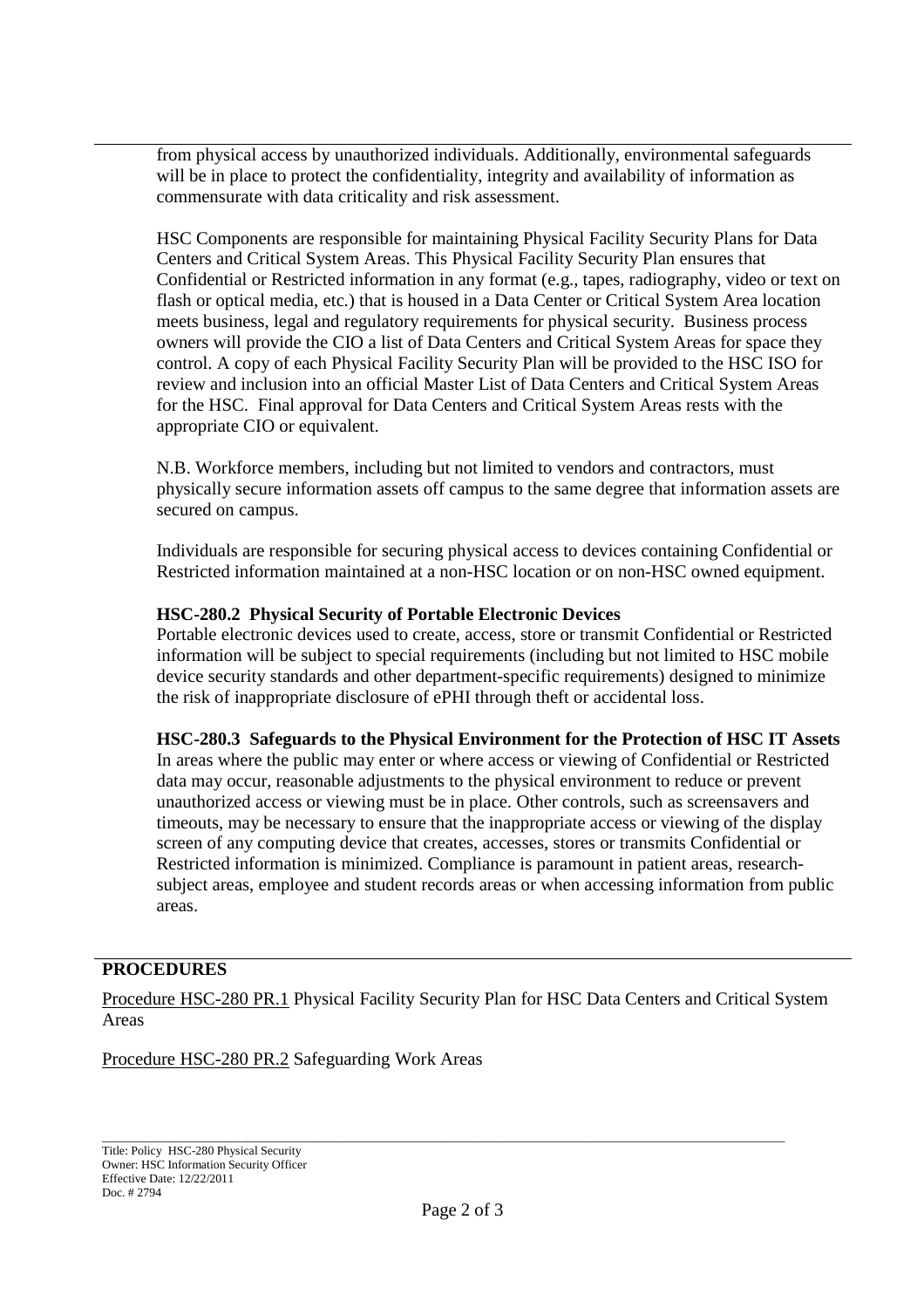from physical access by unauthorized individuals. Additionally, environmental safeguards will be in place to protect the confidentiality, integrity and availability of information as commensurate with data criticality and risk assessment.

HSC Components are responsible for maintaining Physical Facility Security Plans for Data Centers and Critical System Areas. This Physical Facility Security Plan ensures that Confidential or Restricted information in any format (e.g., tapes, radiography, video or text on flash or optical media, etc.) that is housed in a Data Center or Critical System Area location meets business, legal and regulatory requirements for physical security. Business process owners will provide the CIO a list of Data Centers and Critical System Areas for space they control. A copy of each Physical Facility Security Plan will be provided to the HSC ISO for review and inclusion into an official Master List of Data Centers and Critical System Areas for the HSC. Final approval for Data Centers and Critical System Areas rests with the appropriate CIO or equivalent.

N.B. Workforce members, including but not limited to vendors and contractors, must physically secure information assets off campus to the same degree that information assets are secured on campus.

Individuals are responsible for securing physical access to devices containing Confidential or Restricted information maintained at a non-HSC location or on non-HSC owned equipment.

**HSC-280.2 Physical Security of Portable Electronic Devices**
Portable electronic devices used to create, access, store or transmit Confidential or Restricted information will be subject to special requirements (including but not limited to HSC mobile device security standards and other department-specific requirements) designed to minimize the risk of inappropriate disclosure of ePHI through theft or accidental loss.

**HSC-280.3 Safeguards to the Physical Environment for the Protection of HSC IT Assets**
In areas where the public may enter or where access or viewing of Confidential or Restricted data may occur, reasonable adjustments to the physical environment to reduce or prevent unauthorized access or viewing must be in place. Other controls, such as screensavers and timeouts, may be necessary to ensure that the inappropriate access or viewing of the display screen of any computing device that creates, accesses, stores or transmits Confidential or Restricted information is minimized. Compliance is paramount in patient areas, research-subject areas, employee and student records areas or when accessing information from public areas.

## PROCEDURES

Procedure HSC-280 PR.1 Physical Facility Security Plan for HSC Data Centers and Critical System Areas

Procedure HSC-280 PR.2 Safeguarding Work Areas

Title: Policy HSC-280 Physical Security
Owner: HSC Information Security Officer
Effective Date: 12/22/2011
Doc. # 2794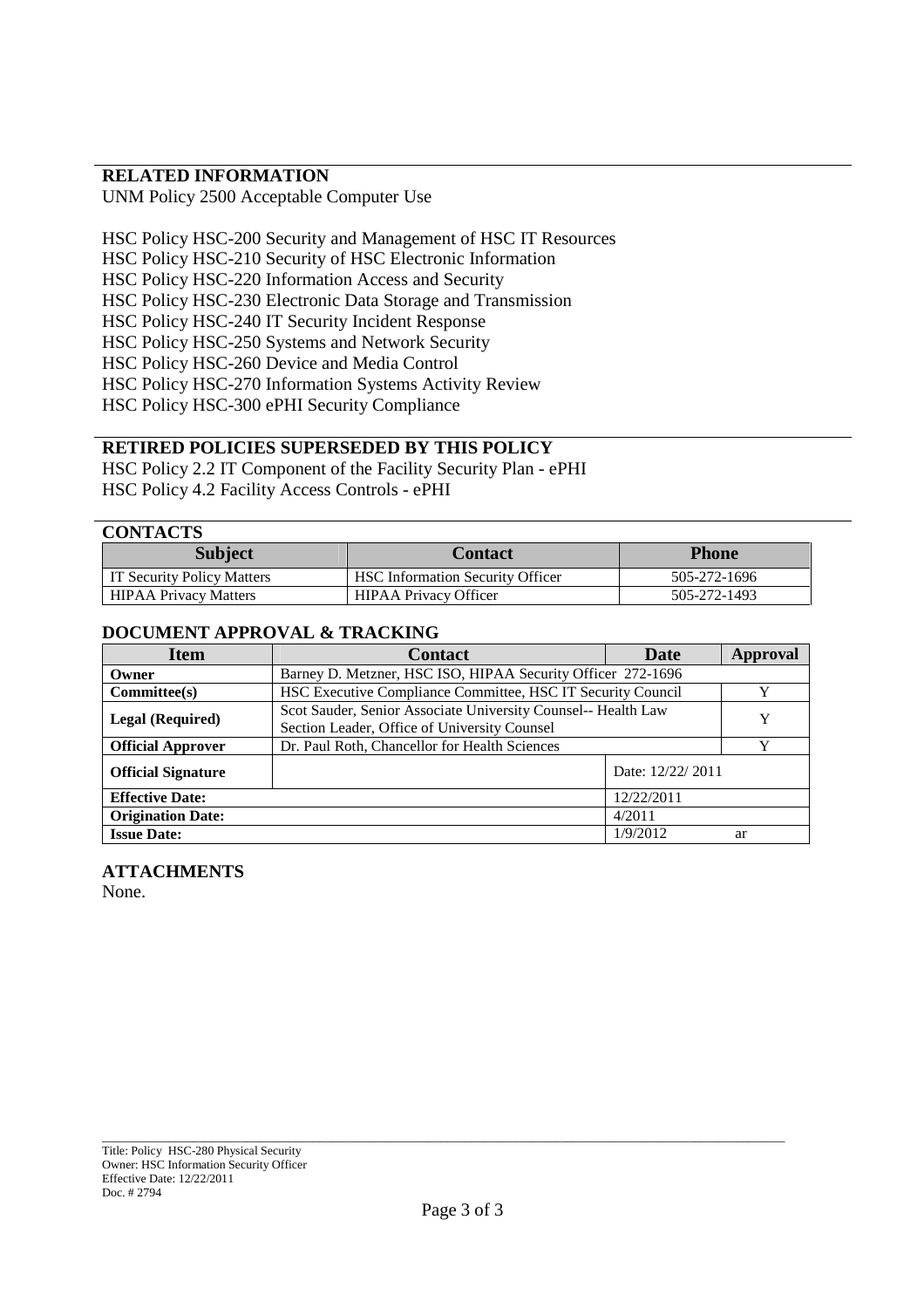## RELATED INFORMATION

UNM Policy 2500 Acceptable Computer Use

HSC Policy HSC-200 Security and Management of HSC IT Resources
HSC Policy HSC-210 Security of HSC Electronic Information
HSC Policy HSC-220 Information Access and Security
HSC Policy HSC-230 Electronic Data Storage and Transmission
HSC Policy HSC-240 IT Security Incident Response
HSC Policy HSC-250 Systems and Network Security
HSC Policy HSC-260 Device and Media Control
HSC Policy HSC-270 Information Systems Activity Review
HSC Policy HSC-300 ePHI Security Compliance

## RETIRED POLICIES SUPERSEDED BY THIS POLICY

HSC Policy 2.2 IT Component of the Facility Security Plan - ePHI
HSC Policy 4.2 Facility Access Controls - ePHI

## CONTACTS

| Subject | Contact | Phone |
|---|---|---|
| IT Security Policy Matters | HSC Information Security Officer | 505-272-1696 |
| HIPAA Privacy Matters | HIPAA Privacy Officer | 505-272-1493 |

## DOCUMENT APPROVAL & TRACKING

| Item | Contact | Date | Approval |
|---|---|---|---|
| **Owner** | Barney D. Metzner, HSC ISO, HIPAA Security Officer 272-1696 | | |
| **Committee(s)** | HSC Executive Compliance Committee, HSC IT Security Council | | Y |
| **Legal (Required)** | Scot Sauder, Senior Associate University Counsel-- Health Law Section Leader, Office of University Counsel | | Y |
| **Official Approver** | Dr. Paul Roth, Chancellor for Health Sciences | | Y |
| **Official Signature** | | Date: 12/22/ 2011 | |
| **Effective Date:** | | 12/22/2011 | |
| **Origination Date:** | | 4/2011 | |
| **Issue Date:** | | 1/9/2012 | ar |

## ATTACHMENTS

None.

Title: Policy HSC-280 Physical Security
Owner: HSC Information Security Officer
Effective Date: 12/22/2011
Doc. # 2794